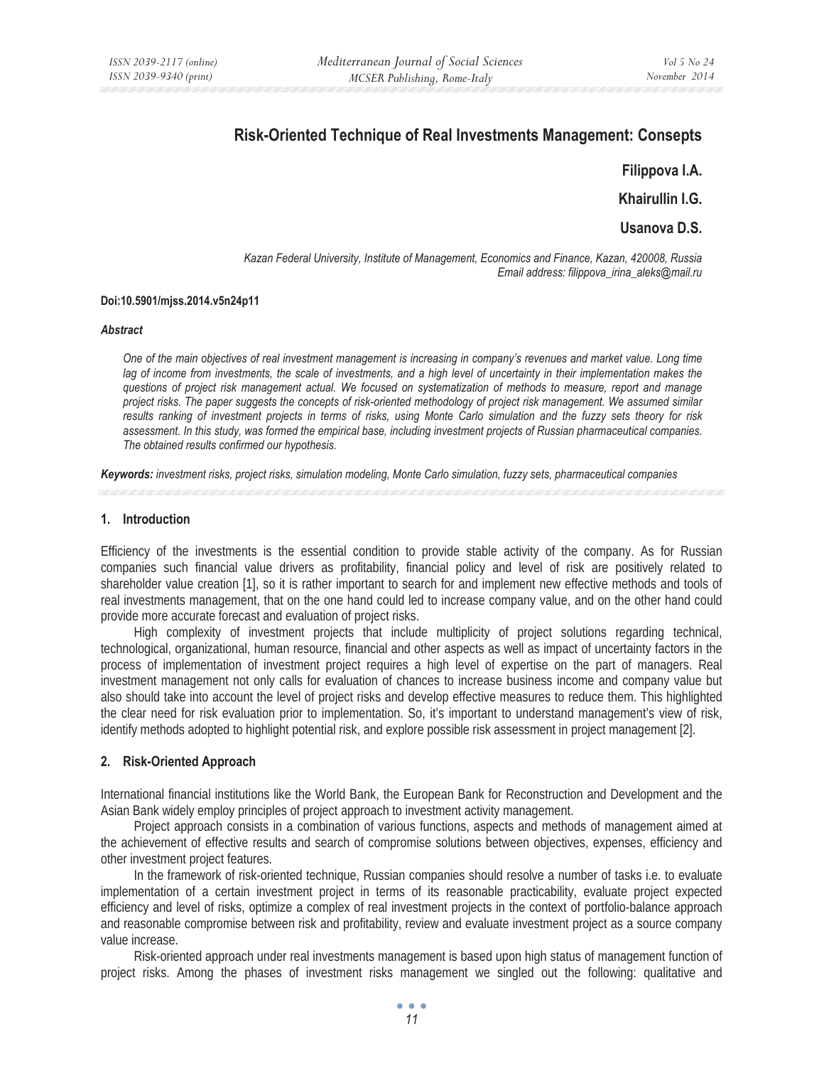# Risk-Oriented Technique of Real Investments Management: Consepts

**Filippova I.A.**

**Khairullin I.G.**

**Usanova D.S.**

*Kazan Federal University, Institute of Management, Economics and Finance, Kazan, 420008, Russia*
*Email address: filippova_irina_aleks@mail.ru*

**Doi:10.5901/mjss.2014.v5n24p11**

***Abstract***

*One of the main objectives of real investment management is increasing in company's revenues and market value. Long time lag of income from investments, the scale of investments, and a high level of uncertainty in their implementation makes the questions of project risk management actual. We focused on systematization of methods to measure, report and manage project risks. The paper suggests the concepts of risk-oriented methodology of project risk management. We assumed similar results ranking of investment projects in terms of risks, using Monte Carlo simulation and the fuzzy sets theory for risk assessment. In this study, was formed the empirical base, including investment projects of Russian pharmaceutical companies. The obtained results confirmed our hypothesis.*

***Keywords:*** *investment risks, project risks, simulation modeling, Monte Carlo simulation, fuzzy sets, pharmaceutical companies*

## 1. Introduction

Efficiency of the investments is the essential condition to provide stable activity of the company. As for Russian companies such financial value drivers as profitability, financial policy and level of risk are positively related to shareholder value creation [1], so it is rather important to search for and implement new effective methods and tools of real investments management, that on the one hand could led to increase company value, and on the other hand could provide more accurate forecast and evaluation of project risks.

High complexity of investment projects that include multiplicity of project solutions regarding technical, technological, organizational, human resource, financial and other aspects as well as impact of uncertainty factors in the process of implementation of investment project requires a high level of expertise on the part of managers. Real investment management not only calls for evaluation of chances to increase business income and company value but also should take into account the level of project risks and develop effective measures to reduce them. This highlighted the clear need for risk evaluation prior to implementation. So, it's important to understand management's view of risk, identify methods adopted to highlight potential risk, and explore possible risk assessment in project management [2].

## 2. Risk-Oriented Approach

International financial institutions like the World Bank, the European Bank for Reconstruction and Development and the Asian Bank widely employ principles of project approach to investment activity management.

Project approach consists in a combination of various functions, aspects and methods of management aimed at the achievement of effective results and search of compromise solutions between objectives, expenses, efficiency and other investment project features.

In the framework of risk-oriented technique, Russian companies should resolve a number of tasks i.e. to evaluate implementation of a certain investment project in terms of its reasonable practicability, evaluate project expected efficiency and level of risks, optimize a complex of real investment projects in the context of portfolio-balance approach and reasonable compromise between risk and profitability, review and evaluate investment project as a source company value increase.

Risk-oriented approach under real investments management is based upon high status of management function of project risks. Among the phases of investment risks management we singled out the following: qualitative and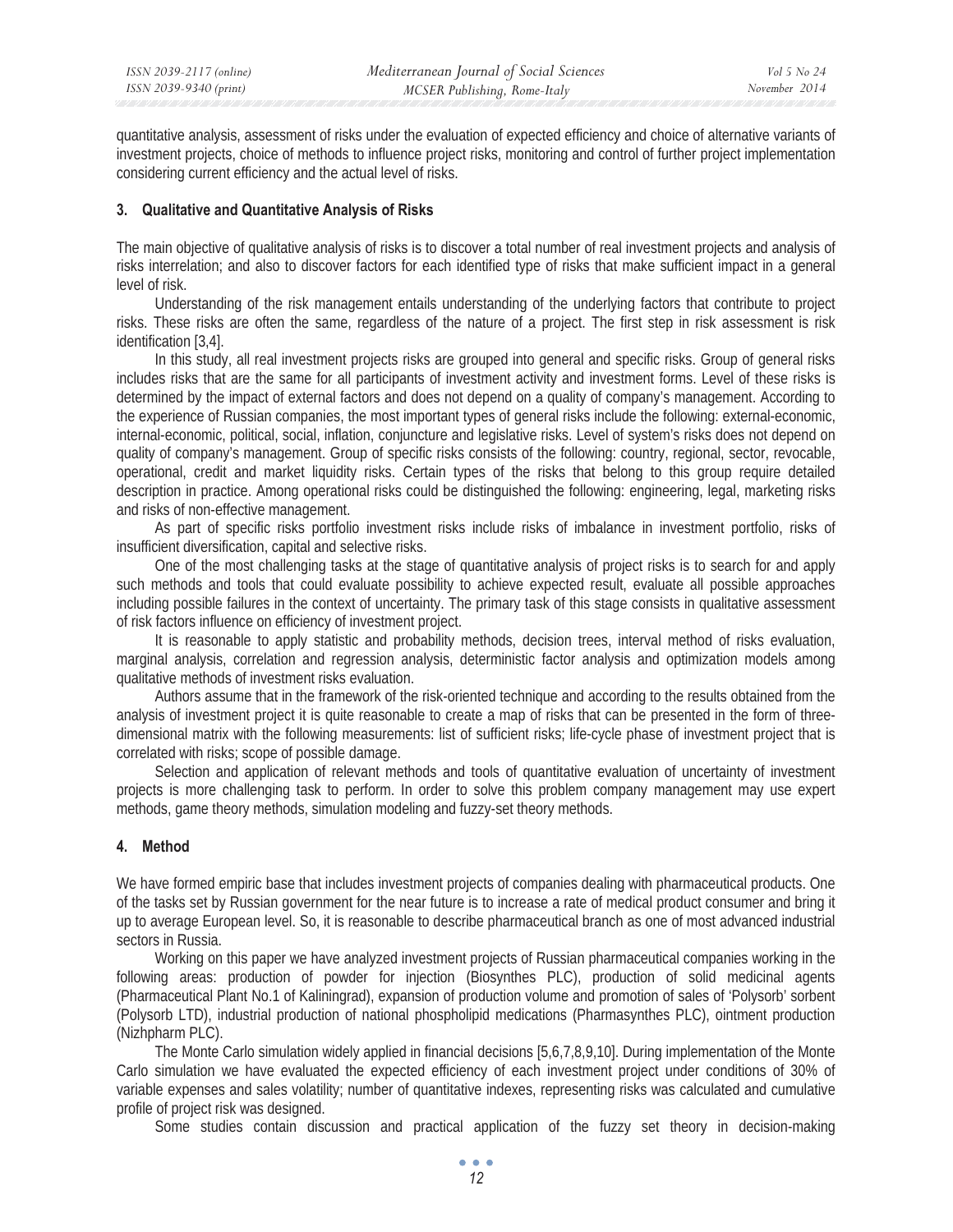quantitative analysis, assessment of risks under the evaluation of expected efficiency and choice of alternative variants of investment projects, choice of methods to influence project risks, monitoring and control of further project implementation considering current efficiency and the actual level of risks.

## 3. Qualitative and Quantitative Analysis of Risks

The main objective of qualitative analysis of risks is to discover a total number of real investment projects and analysis of risks interrelation; and also to discover factors for each identified type of risks that make sufficient impact in a general level of risk.

Understanding of the risk management entails understanding of the underlying factors that contribute to project risks. These risks are often the same, regardless of the nature of a project. The first step in risk assessment is risk identification [3,4].

In this study, all real investment projects risks are grouped into general and specific risks. Group of general risks includes risks that are the same for all participants of investment activity and investment forms. Level of these risks is determined by the impact of external factors and does not depend on a quality of company's management. According to the experience of Russian companies, the most important types of general risks include the following: external-economic, internal-economic, political, social, inflation, conjuncture and legislative risks. Level of system's risks does not depend on quality of company's management. Group of specific risks consists of the following: country, regional, sector, revocable, operational, credit and market liquidity risks. Certain types of the risks that belong to this group require detailed description in practice. Among operational risks could be distinguished the following: engineering, legal, marketing risks and risks of non-effective management.

As part of specific risks portfolio investment risks include risks of imbalance in investment portfolio, risks of insufficient diversification, capital and selective risks.

One of the most challenging tasks at the stage of quantitative analysis of project risks is to search for and apply such methods and tools that could evaluate possibility to achieve expected result, evaluate all possible approaches including possible failures in the context of uncertainty. The primary task of this stage consists in qualitative assessment of risk factors influence on efficiency of investment project.

It is reasonable to apply statistic and probability methods, decision trees, interval method of risks evaluation, marginal analysis, correlation and regression analysis, deterministic factor analysis and optimization models among qualitative methods of investment risks evaluation.

Authors assume that in the framework of the risk-oriented technique and according to the results obtained from the analysis of investment project it is quite reasonable to create a map of risks that can be presented in the form of three-dimensional matrix with the following measurements: list of sufficient risks; life-cycle phase of investment project that is correlated with risks; scope of possible damage.

Selection and application of relevant methods and tools of quantitative evaluation of uncertainty of investment projects is more challenging task to perform. In order to solve this problem company management may use expert methods, game theory methods, simulation modeling and fuzzy-set theory methods.

## 4. Method

We have formed empiric base that includes investment projects of companies dealing with pharmaceutical products. One of the tasks set by Russian government for the near future is to increase a rate of medical product consumer and bring it up to average European level. So, it is reasonable to describe pharmaceutical branch as one of most advanced industrial sectors in Russia.

Working on this paper we have analyzed investment projects of Russian pharmaceutical companies working in the following areas: production of powder for injection (Biosynthes PLC), production of solid medicinal agents (Pharmaceutical Plant No.1 of Kaliningrad), expansion of production volume and promotion of sales of 'Polysorb' sorbent (Polysorb LTD), industrial production of national phospholipid medications (Pharmasynthes PLC), ointment production (Nizhpharm PLC).

The Monte Carlo simulation widely applied in financial decisions [5,6,7,8,9,10]. During implementation of the Monte Carlo simulation we have evaluated the expected efficiency of each investment project under conditions of 30% of variable expenses and sales volatility; number of quantitative indexes, representing risks was calculated and cumulative profile of project risk was designed.

Some studies contain discussion and practical application of the fuzzy set theory in decision-making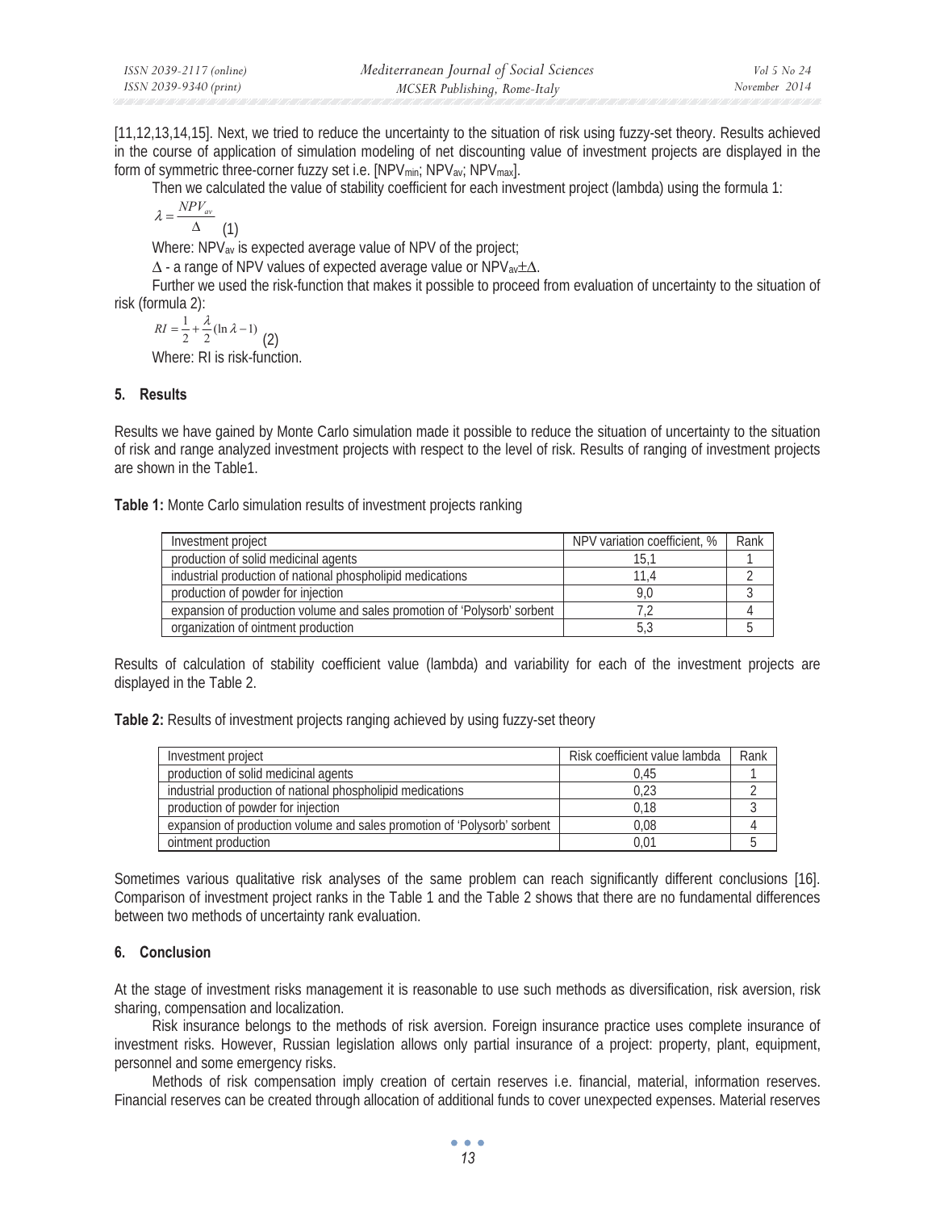[11,12,13,14,15]. Next, we tried to reduce the uncertainty to the situation of risk using fuzzy-set theory. Results achieved in the course of application of simulation modeling of net discounting value of investment projects are displayed in the form of symmetric three-corner fuzzy set i.e. [$NPV_{min}$; $NPV_{av}$; $NPV_{max}$].

Then we calculated the value of stability coefficient for each investment project (lambda) using the formula 1:

$$\lambda = \frac{NPV_{av}}{\Delta} \quad (1)$$

Where: $NPV_{av}$ is expected average value of NPV of the project;

$\Delta$ - a range of NPV values of expected average value or $NPV_{av} \pm \Delta$.

Further we used the risk-function that makes it possible to proceed from evaluation of uncertainty to the situation of risk (formula 2):

$$RI = \frac{1}{2} + \frac{\lambda}{2}(\ln \lambda - 1) \quad (2)$$

Where: RI is risk-function.

## 5. Results

Results we have gained by Monte Carlo simulation made it possible to reduce the situation of uncertainty to the situation of risk and range analyzed investment projects with respect to the level of risk. Results of ranging of investment projects are shown in the Table1.

**Table 1:** Monte Carlo simulation results of investment projects ranking

| Investment project | NPV variation coefficient, % | Rank |
|---|---|---|
| production of solid medicinal agents | 15,1 | 1 |
| industrial production of national phospholipid medications | 11,4 | 2 |
| production of powder for injection | 9,0 | 3 |
| expansion of production volume and sales promotion of 'Polysorb' sorbent | 7,2 | 4 |
| organization of ointment production | 5,3 | 5 |

Results of calculation of stability coefficient value (lambda) and variability for each of the investment projects are displayed in the Table 2.

**Table 2:** Results of investment projects ranging achieved by using fuzzy-set theory

| Investment project | Risk coefficient value lambda | Rank |
|---|---|---|
| production of solid medicinal agents | 0,45 | 1 |
| industrial production of national phospholipid medications | 0,23 | 2 |
| production of powder for injection | 0,18 | 3 |
| expansion of production volume and sales promotion of 'Polysorb' sorbent | 0,08 | 4 |
| ointment production | 0,01 | 5 |

Sometimes various qualitative risk analyses of the same problem can reach significantly different conclusions [16]. Comparison of investment project ranks in the Table 1 and the Table 2 shows that there are no fundamental differences between two methods of uncertainty rank evaluation.

## 6. Conclusion

At the stage of investment risks management it is reasonable to use such methods as diversification, risk aversion, risk sharing, compensation and localization.

Risk insurance belongs to the methods of risk aversion. Foreign insurance practice uses complete insurance of investment risks. However, Russian legislation allows only partial insurance of a project: property, plant, equipment, personnel and some emergency risks.

Methods of risk compensation imply creation of certain reserves i.e. financial, material, information reserves. Financial reserves can be created through allocation of additional funds to cover unexpected expenses. Material reserves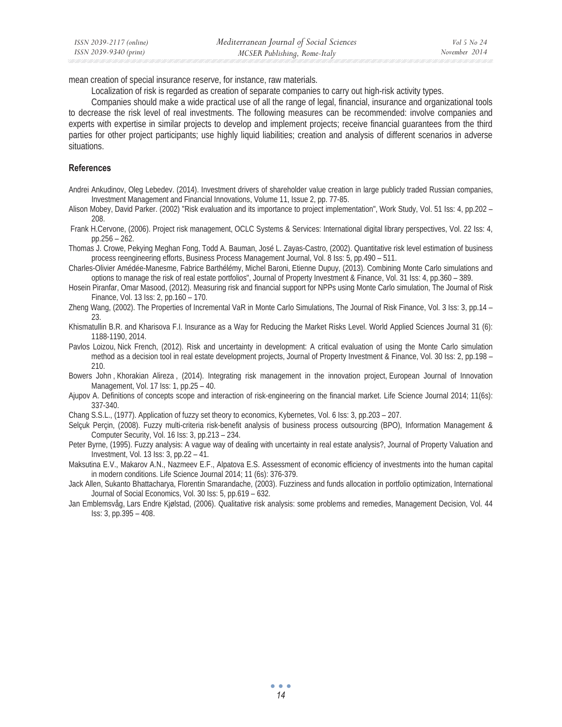mean creation of special insurance reserve, for instance, raw materials.

Localization of risk is regarded as creation of separate companies to carry out high-risk activity types.

Companies should make a wide practical use of all the range of legal, financial, insurance and organizational tools to decrease the risk level of real investments. The following measures can be recommended: involve companies and experts with expertise in similar projects to develop and implement projects; receive financial guarantees from the third parties for other project participants; use highly liquid liabilities; creation and analysis of different scenarios in adverse situations.

### References

Andrei Ankudinov, Oleg Lebedev. (2014). Investment drivers of shareholder value creation in large publicly traded Russian companies, Investment Management and Financial Innovations, Volume 11, Issue 2, pp. 77-85.

Alison Mobey, David Parker. (2002) "Risk evaluation and its importance to project implementation", Work Study, Vol. 51 Iss: 4, pp.202 – 208.

Frank H.Cervone, (2006). Project risk management, OCLC Systems & Services: International digital library perspectives, Vol. 22 Iss: 4, pp.256 – 262.

Thomas J. Crowe, Pekying Meghan Fong, Todd A. Bauman, José L. Zayas-Castro, (2002). Quantitative risk level estimation of business process reengineering efforts, Business Process Management Journal, Vol. 8 Iss: 5, pp.490 – 511.

Charles-Olivier Amédée-Manesme, Fabrice Barthélémy, Michel Baroni, Etienne Dupuy, (2013). Combining Monte Carlo simulations and options to manage the risk of real estate portfolios", Journal of Property Investment & Finance, Vol. 31 Iss: 4, pp.360 – 389.

Hosein Piranfar, Omar Masood, (2012). Measuring risk and financial support for NPPs using Monte Carlo simulation, The Journal of Risk Finance, Vol. 13 Iss: 2, pp.160 – 170.

Zheng Wang, (2002). The Properties of Incremental VaR in Monte Carlo Simulations, The Journal of Risk Finance, Vol. 3 Iss: 3, pp.14 – 23.

Khismatullin B.R. and Kharisova F.I. Insurance as a Way for Reducing the Market Risks Level. World Applied Sciences Journal 31 (6): 1188-1190, 2014.

Pavlos Loizou, Nick French, (2012). Risk and uncertainty in development: A critical evaluation of using the Monte Carlo simulation method as a decision tool in real estate development projects, Journal of Property Investment & Finance, Vol. 30 Iss: 2, pp.198 – 210.

Bowers John , Khorakian Alireza , (2014). Integrating risk management in the innovation project, European Journal of Innovation Management, Vol. 17 Iss: 1, pp.25 – 40.

Ajupov A. Definitions of concepts scope and interaction of risk-engineering on the financial market. Life Science Journal 2014; 11(6s): 337-340.

Chang S.S.L., (1977). Application of fuzzy set theory to economics, Kybernetes, Vol. 6 Iss: 3, pp.203 – 207.

Selçuk Perçin, (2008). Fuzzy multi-criteria risk-benefit analysis of business process outsourcing (BPO), Information Management & Computer Security, Vol. 16 Iss: 3, pp.213 – 234.

Peter Byrne, (1995). Fuzzy analysis: A vague way of dealing with uncertainty in real estate analysis?, Journal of Property Valuation and Investment, Vol. 13 Iss: 3, pp.22 – 41.

Maksutina E.V., Makarov A.N., Nazmeev E.F., Alpatova E.S. Assessment of economic efficiency of investments into the human capital in modern conditions. Life Science Journal 2014; 11 (6s): 376-379.

Jack Allen, Sukanto Bhattacharya, Florentin Smarandache, (2003). Fuzziness and funds allocation in portfolio optimization, International Journal of Social Economics, Vol. 30 Iss: 5, pp.619 – 632.

Jan Emblemsvåg, Lars Endre Kjølstad, (2006). Qualitative risk analysis: some problems and remedies, Management Decision, Vol. 44 Iss: 3, pp.395 – 408.